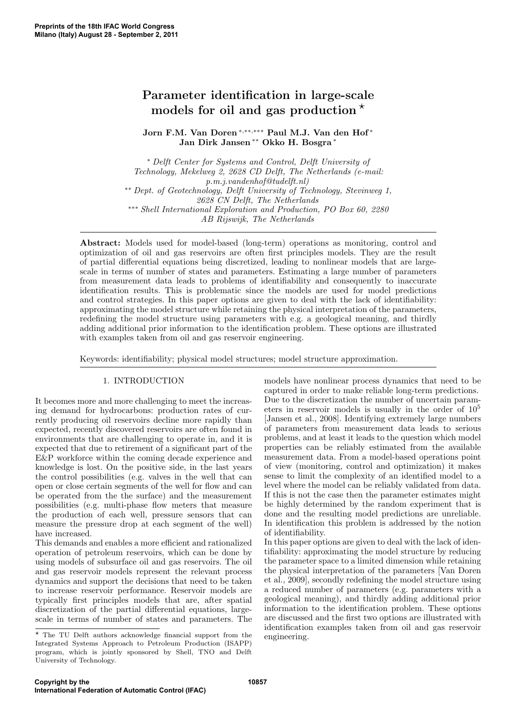# Parameter identification in large-scale models for oil and gas production [⋆]

**Jorn F.M. Van Doren** [∗,∗∗,∗∗∗] **Paul M.J. Van den Hof** [∗] **Jan Dirk Jansen** [∗∗] **Okko H. Bosgra** [∗]

[∗] *Delft Center for Systems and Control, Delft University of Technology, Mekelweg 2, 2628 CD Delft, The Netherlands (e-mail: p.m.j.vandenhof@tudelft.nl)*
[∗∗] *Dept. of Geotechnology, Delft University of Technology, Stevinweg 1, 2628 CN Delft, The Netherlands*
[∗∗∗] *Shell International Exploration and Production, PO Box 60, 2280 AB Rijswijk, The Netherlands*

**Abstract:** Models used for model-based (long-term) operations as monitoring, control and optimization of oil and gas reservoirs are often first principles models. They are the result of partial differential equations being discretized, leading to nonlinear models that are large-scale in terms of number of states and parameters. Estimating a large number of parameters from measurement data leads to problems of identifiability and consequently to inaccurate identification results. This is problematic since the models are used for model predictions and control strategies. In this paper options are given to deal with the lack of identifiability: approximating the model structure while retaining the physical interpretation of the parameters, redefining the model structure using parameters with e.g. a geological meaning, and thirdly adding additional prior information to the identification problem. These options are illustrated with examples taken from oil and gas reservoir engineering.

Keywords: identifiability; physical model structures; model structure approximation.

## 1. INTRODUCTION

It becomes more and more challenging to meet the increasing demand for hydrocarbons: production rates of currently producing oil reservoirs decline more rapidly than expected, recently discovered reservoirs are often found in environments that are challenging to operate in, and it is expected that due to retirement of a significant part of the E&P workforce within the coming decade experience and knowledge is lost. On the positive side, in the last years the control possibilities (e.g. valves in the well that can open or close certain segments of the well for flow and can be operated from the the surface) and the measurement possibilities (e.g. multi-phase flow meters that measure the production of each well, pressure sensors that can measure the pressure drop at each segment of the well) have increased.

This demands and enables a more efficient and rationalized operation of petroleum reservoirs, which can be done by using models of subsurface oil and gas reservoirs. The oil and gas reservoir models represent the relevant process dynamics and support the decisions that need to be taken to increase reservoir performance. Reservoir models are typically first principles models that are, after spatial discretization of the partial differential equations, large-scale in terms of number of states and parameters. The models have nonlinear process dynamics that need to be captured in order to make reliable long-term predictions.

Due to the discretization the number of uncertain parameters in reservoir models is usually in the order of $10^5$ [Jansen et al., 2008]. Identifying extremely large numbers of parameters from measurement data leads to serious problems, and at least it leads to the question which model properties can be reliably estimated from the available measurement data. From a model-based operations point of view (monitoring, control and optimization) it makes sense to limit the complexity of an identified model to a level where the model can be reliably validated from data. If this is not the case then the parameter estimates might be highly determined by the random experiment that is done and the resulting model predictions are unreliable. In identification this problem is addressed by the notion of identifiability.

In this paper options are given to deal with the lack of identifiability: approximating the model structure by reducing the parameter space to a limited dimension while retaining the physical interpretation of the parameters [Van Doren et al., 2009], secondly redefining the model structure using a reduced number of parameters (e.g. parameters with a geological meaning), and thirdly adding additional prior information to the identification problem. These options are discussed and the first two options are illustrated with identification examples taken from oil and gas reservoir engineering.

[⋆] The TU Delft authors acknowledge financial support from the Integrated Systems Approach to Petroleum Production (ISAPP) program, which is jointly sponsored by Shell, TNO and Delft University of Technology.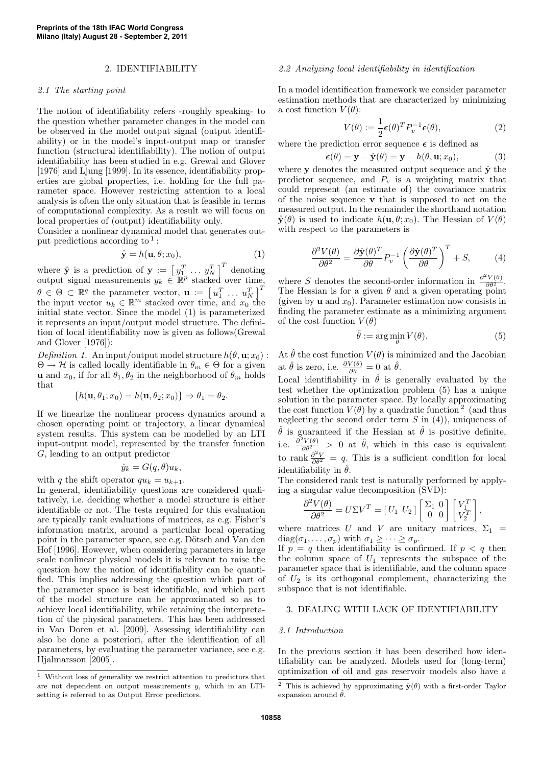## 2. IDENTIFIABILITY

### 2.1 The starting point

The notion of identifiability refers -roughly speaking- to the question whether parameter changes in the model can be observed in the model output signal (output identifiability) or in the model's input-output map or transfer function (structural identifiability). The notion of output identifiability has been studied in e.g. Grewal and Glover [1976] and Ljung [1999]. In its essence, identifiability properties are global properties, i.e. holding for the full parameter space. However restricting attention to a local analysis is often the only situation that is feasible in terms of computational complexity. As a result we will focus on local properties of (output) identifiability only.

Consider a nonlinear dynamical model that generates output predictions according to [1]:

$$\hat{\mathbf{y}} = h(\mathbf{u}, \theta; x_0), \tag{1}$$

where $\hat{\mathbf{y}}$ is a prediction of $\mathbf{y} := \begin{bmatrix} y_1^T & \dots & y_N^T \end{bmatrix}^T$ denoting output signal measurements $y_k \in \mathbb{R}^p$ stacked over time, $\theta \in \Theta \subset \mathbb{R}^q$ the parameter vector, $\mathbf{u} := \begin{bmatrix} u_1^T & \dots & u_N^T \end{bmatrix}^T$ the input vector $u_k \in \mathbb{R}^m$ stacked over time, and $x_0$ the initial state vector. Since the model (1) is parameterized it represents an input/output model structure. The definition of local identifiability now is given as follows(Grewal and Glover [1976]):

*Definition 1.* An input/output model structure $h(\theta, \mathbf{u}; x_0) : \Theta \rightarrow \mathcal{H}$ is called locally identifiable in $\theta_m \in \Theta$ for a given $\mathbf{u}$ and $x_0$, if for all $\theta_1, \theta_2$ in the neighborhood of $\theta_m$ holds that

$$\{h(\mathbf{u}, \theta_1; x_0) = h(\mathbf{u}, \theta_2; x_0)\} \Rightarrow \theta_1 = \theta_2.$$

If we linearize the nonlinear process dynamics around a chosen operating point or trajectory, a linear dynamical system results. This system can be modelled by an LTI input-output model, represented by the transfer function $G$, leading to an output predictor

$$\hat{y}_k = G(q, \theta) u_k,$$

with $q$ the shift operator $q u_k = u_{k+1}$.

In general, identifiability questions are considered qualitatively, i.e. deciding whether a model structure is either identifiable or not. The tests required for this evaluation are typically rank evaluations of matrices, as e.g. Fisher's information matrix, around a particular local operating point in the parameter space, see e.g. Dötsch and Van den Hof [1996]. However, when considering parameters in large scale nonlinear physical models it is relevant to raise the question how the notion of identifiability can be quantified. This implies addressing the question which part of the parameter space is best identifiable, and which part of the model structure can be approximated so as to achieve local identifiability, while retaining the interpretation of the physical parameters. This has been addressed in Van Doren et al. [2009]. Assessing identifiability can also be done a posteriori, after the identification of all parameters, by evaluating the parameter variance, see e.g. Hjalmarsson [2005].

[1] Without loss of generality we restrict attention to predictors that are not dependent on output measurements $y$, which in an LTI-setting is referred to as Output Error predictors.

### 2.2 Analyzing local identifiability in identification

In a model identification framework we consider parameter estimation methods that are characterized by minimizing a cost function $V(\theta)$:

$$V(\theta) := \frac{1}{2} \boldsymbol{\epsilon}(\theta)^T P_v^{-1} \boldsymbol{\epsilon}(\theta), \tag{2}$$

where the prediction error sequence $\boldsymbol{\epsilon}$ is defined as

$$\boldsymbol{\epsilon}(\theta) = \mathbf{y} - \hat{\mathbf{y}}(\theta) = \mathbf{y} - h(\theta, \mathbf{u}; x_0), \tag{3}$$

where $\mathbf{y}$ denotes the measured output sequence and $\hat{\mathbf{y}}$ the predictor sequence, and $P_v$ is a weighting matrix that could represent (an estimate of) the covariance matrix of the noise sequence $\mathbf{v}$ that is supposed to act on the measured output. In the remainder the shorthand notation $\hat{\mathbf{y}}(\theta)$ is used to indicate $h(\mathbf{u}, \theta; x_0)$. The Hessian of $V(\theta)$ with respect to the parameters is

$$\frac{\partial^2 V(\theta)}{\partial \theta^2} = \frac{\partial \hat{\mathbf{y}}(\theta)^T}{\partial \theta} P_v^{-1} \left( \frac{\partial \hat{\mathbf{y}}(\theta)^T}{\partial \theta} \right)^T + S, \tag{4}$$

where $S$ denotes the second-order information in $\frac{\partial^2 V(\theta)}{\partial \theta^2}$. The Hessian is for a given $\theta$ and a given operating point (given by $\mathbf{u}$ and $x_0$). Parameter estimation now consists in finding the parameter estimate as a minimizing argument of the cost function $V(\theta)$

$$\hat{\theta} := \arg\min_{\theta} V(\theta). \tag{5}$$

At $\hat{\theta}$ the cost function $V(\theta)$ is minimized and the Jacobian at $\hat{\theta}$ is zero, i.e. $\frac{\partial V(\theta)}{\partial \theta} = 0$ at $\hat{\theta}$.

Local identifiability in $\hat{\theta}$ is generally evaluated by the test whether the optimization problem (5) has a unique solution in the parameter space. By locally approximating the cost function $V(\theta)$ by a quadratic function [2] (and thus neglecting the second order term $S$ in (4)), uniqueness of $\hat{\theta}$ is guaranteed if the Hessian at $\hat{\theta}$ is positive definite, i.e. $\frac{\partial^2 V(\theta)}{\partial \theta^2} > 0$ at $\hat{\theta}$, which in this case is equivalent to rank $\frac{\partial^2 V}{\partial \theta^2} = q$. This is a sufficient condition for local identifiability in $\hat{\theta}$.

The considered rank test is naturally performed by applying a singular value decomposition (SVD):

$$\frac{\partial^2 V(\theta)}{\partial \theta^2} = U \Sigma V^T = \begin{bmatrix} U_1 & U_2 \end{bmatrix} \begin{bmatrix} \Sigma_1 & 0 \\ 0 & 0 \end{bmatrix} \begin{bmatrix} V_1^T \\ V_2^T \end{bmatrix},$$

where matrices $U$ and $V$ are unitary matrices, $\Sigma_1 = \mathrm{diag}(\sigma_1, \dots, \sigma_p)$ with $\sigma_1 \geq \dots \geq \sigma_p$.

If $p = q$ then identifiability is confirmed. If $p < q$ then the column space of $U_1$ represents the subspace of the parameter space that is identifiable, and the column space of $U_2$ is its orthogonal complement, characterizing the subspace that is not identifiable.

[2] This is achieved by approximating $\hat{\mathbf{y}}(\theta)$ with a first-order Taylor expansion around $\hat{\theta}$.

## 3. DEALING WITH LACK OF IDENTIFIABILITY

### 3.1 Introduction

In the previous section it has been described how identifiability can be analyzed. Models used for (long-term) optimization of oil and gas reservoir models also have a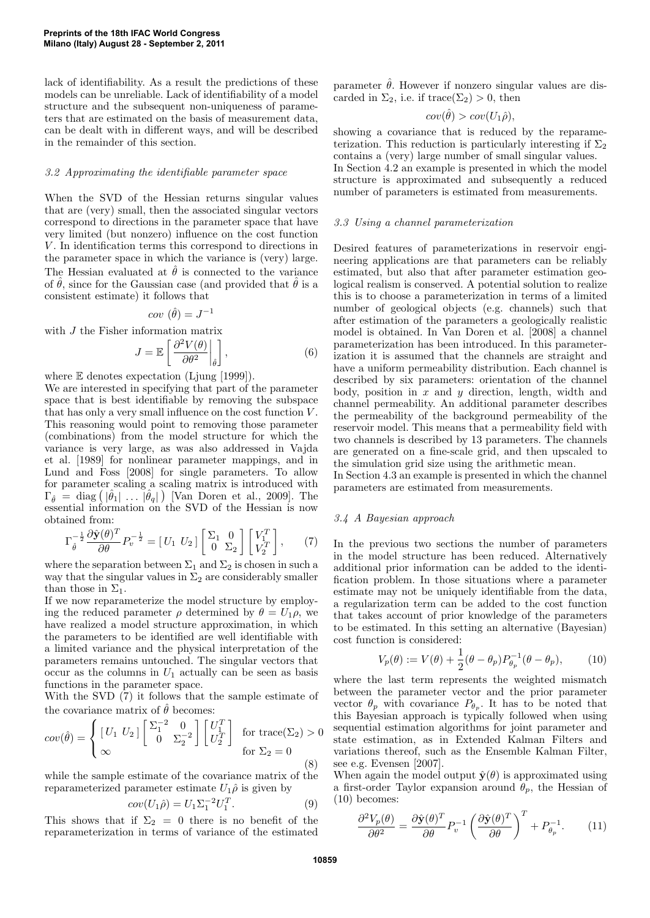lack of identifiability. As a result the predictions of these models can be unreliable. Lack of identifiability of a model structure and the subsequent non-uniqueness of parameters that are estimated on the basis of measurement data, can be dealt with in different ways, and will be described in the remainder of this section.

### *3.2 Approximating the identifiable parameter space*

When the SVD of the Hessian returns singular values that are (very) small, then the associated singular vectors correspond to directions in the parameter space that have very limited (but nonzero) influence on the cost function $V$. In identification terms this correspond to directions in the parameter space in which the variance is (very) large. The Hessian evaluated at $\hat{\theta}$ is connected to the variance of $\hat{\theta}$, since for the Gaussian case (and provided that $\hat{\theta}$ is a consistent estimate) it follows that

$$cov\ (\hat{\theta}) = J^{-1}$$

with $J$ the Fisher information matrix

$$J = \mathbb{E}\left[ \frac{\partial^2 V(\theta)}{\partial \theta^2}\bigg|_{\hat{\theta}} \right], \tag{6}$$

where $\mathbb{E}$ denotes expectation (Ljung [1999]).

We are interested in specifying that part of the parameter space that is best identifiable by removing the subspace that has only a very small influence on the cost function $V$. This reasoning would point to removing those parameter (combinations) from the model structure for which the variance is very large, as was also addressed in Vajda et al. [1989] for nonlinear parameter mappings, and in Lund and Foss [2008] for single parameters. To allow for parameter scaling a scaling matrix is introduced with $\Gamma_{\hat{\theta}} = \text{diag}\left( |\hat{\theta}_1| \ \ldots \ |\hat{\theta}_q| \right)$ [Van Doren et al., 2009]. The essential information on the SVD of the Hessian is now obtained from:

$$\Gamma_{\hat{\theta}}^{-\frac{1}{2}} \frac{\partial \hat{\mathbf{y}}(\theta)^T}{\partial \theta} P_v^{-\frac{1}{2}} = [\, U_1 \ U_2 \,] \begin{bmatrix} \Sigma_1 & 0 \\ 0 & \Sigma_2 \end{bmatrix} \begin{bmatrix} V_1^T \\ V_2^T \end{bmatrix}, \tag{7}$$

where the separation between $\Sigma_1$ and $\Sigma_2$ is chosen in such a way that the singular values in $\Sigma_2$ are considerably smaller than those in $\Sigma_1$.

If we now reparameterize the model structure by employing the reduced parameter $\rho$ determined by $\theta = U_1\rho$, we have realized a model structure approximation, in which the parameters to be identified are well identifiable with a limited variance and the physical interpretation of the parameters remains untouched. The singular vectors that occur as the columns in $U_1$ actually can be seen as basis functions in the parameter space.

With the SVD (7) it follows that the sample estimate of the covariance matrix of $\hat{\theta}$ becomes:

$$cov(\hat{\theta}) = \begin{cases} [\, U_1 \ U_2 \,] \begin{bmatrix} \Sigma_1^{-2} & 0 \\ 0 & \Sigma_2^{-2} \end{bmatrix} \begin{bmatrix} U_1^T \\ U_2^T \end{bmatrix} & \text{for trace}(\Sigma_2) > 0 \\ \infty & \text{for } \Sigma_2 = 0 \end{cases} \tag{8}$$

while the sample estimate of the covariance matrix of the reparameterized parameter estimate $U_1\hat{\rho}$ is given by

$$cov(U_1\hat{\rho}) = U_1 \Sigma_1^{-2} U_1^T. \tag{9}$$

This shows that if $\Sigma_2 = 0$ there is no benefit of the reparameterization in terms of variance of the estimated parameter $\hat{\theta}$. However if nonzero singular values are discarded in $\Sigma_2$, i.e. if trace$(\Sigma_2) > 0$, then

$$cov(\hat{\theta}) > cov(U_1\hat{\rho}),$$

showing a covariance that is reduced by the reparameterization. This reduction is particularly interesting if $\Sigma_2$ contains a (very) large number of small singular values.

In Section 4.2 an example is presented in which the model structure is approximated and subsequently a reduced number of parameters is estimated from measurements.

### *3.3 Using a channel parameterization*

Desired features of parameterizations in reservoir engineering applications are that parameters can be reliably estimated, but also that after parameter estimation geological realism is conserved. A potential solution to realize this is to choose a parameterization in terms of a limited number of geological objects (e.g. channels) such that after estimation of the parameters a geologically realistic model is obtained. In Van Doren et al. [2008] a channel parameterization has been introduced. In this parameterization it is assumed that the channels are straight and have a uniform permeability distribution. Each channel is described by six parameters: orientation of the channel body, position in $x$ and $y$ direction, length, width and channel permeability. An additional parameter describes the permeability of the background permeability of the reservoir model. This means that a permeability field with two channels is described by 13 parameters. The channels are generated on a fine-scale grid, and then upscaled to the simulation grid size using the arithmetic mean.

In Section 4.3 an example is presented in which the channel parameters are estimated from measurements.

### *3.4 A Bayesian approach*

In the previous two sections the number of parameters in the model structure has been reduced. Alternatively additional prior information can be added to the identification problem. In those situations where a parameter estimate may not be uniquely identifiable from the data, a regularization term can be added to the cost function that takes account of prior knowledge of the parameters to be estimated. In this setting an alternative (Bayesian) cost function is considered:

$$V_p(\theta) := V(\theta) + \frac{1}{2}(\theta - \theta_p) P_{\theta_p}^{-1} (\theta - \theta_p), \tag{10}$$

where the last term represents the weighted mismatch between the parameter vector and the prior parameter vector $\theta_p$ with covariance $P_{\theta_p}$. It has to be noted that this Bayesian approach is typically followed when using sequential estimation algorithms for joint parameter and state estimation, as in Extended Kalman Filters and variations thereof, such as the Ensemble Kalman Filter, see e.g. Evensen [2007].

When again the model output $\hat{\mathbf{y}}(\theta)$ is approximated using a first-order Taylor expansion around $\theta_p$, the Hessian of (10) becomes:

$$\frac{\partial^2 V_p(\theta)}{\partial \theta^2} = \frac{\partial \hat{\mathbf{y}}(\theta)^T}{\partial \theta} P_v^{-1} \left( \frac{\partial \hat{\mathbf{y}}(\theta)^T}{\partial \theta} \right)^T + P_{\theta_p}^{-1}. \tag{11}$$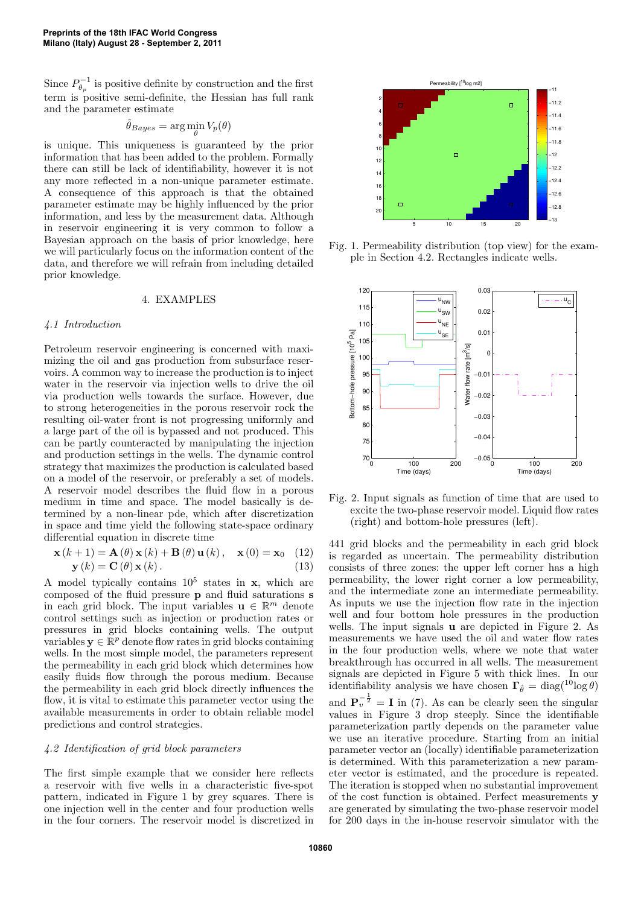Since $P_{\theta_p}^{-1}$ is positive definite by construction and the first term is positive semi-definite, the Hessian has full rank and the parameter estimate

$$\hat{\theta}_{Bayes} = \arg\min_{\theta} V_p(\theta)$$

is unique. This uniqueness is guaranteed by the prior information that has been added to the problem. Formally there can still be lack of identifiability, however it is not any more reflected in a non-unique parameter estimate. A consequence of this approach is that the obtained parameter estimate may be highly influenced by the prior information, and less by the measurement data. Although in reservoir engineering it is very common to follow a Bayesian approach on the basis of prior knowledge, here we will particularly focus on the information content of the data, and therefore we will refrain from including detailed prior knowledge.

## 4. EXAMPLES

### *4.1 Introduction*

Petroleum reservoir engineering is concerned with maximizing the oil and gas production from subsurface reservoirs. A common way to increase the production is to inject water in the reservoir via injection wells to drive the oil via production wells towards the surface. However, due to strong heterogeneities in the porous reservoir rock the resulting oil-water front is not progressing uniformly and a large part of the oil is bypassed and not produced. This can be partly counteracted by manipulating the injection and production settings in the wells. The dynamic control strategy that maximizes the production is calculated based on a model of the reservoir, or preferably a set of models. A reservoir model describes the fluid flow in a porous medium in time and space. The model basically is determined by a non-linear pde, which after discretization in space and time yield the following state-space ordinary differential equation in discrete time

$$\mathbf{x}(k+1) = \mathbf{A}(\theta)\,\mathbf{x}(k) + \mathbf{B}(\theta)\,\mathbf{u}(k), \quad \mathbf{x}(0) = \mathbf{x}_0 \quad (12)$$

$$\mathbf{y}(k) = \mathbf{C}(\theta)\,\mathbf{x}(k). \quad (13)$$

A model typically contains $10^5$ states in $\mathbf{x}$, which are composed of the fluid pressure $\mathbf{p}$ and fluid saturations $\mathbf{s}$ in each grid block. The input variables $\mathbf{u} \in \mathbb{R}^m$ denote control settings such as injection or production rates or pressures in grid blocks containing wells. The output variables $\mathbf{y} \in \mathbb{R}^p$ denote flow rates in grid blocks containing wells. In the most simple model, the parameters represent the permeability in each grid block which determines how easily fluids flow through the porous medium. Because the permeability in each grid block directly influences the flow, it is vital to estimate this parameter vector using the available measurements in order to obtain reliable model predictions and control strategies.

### *4.2 Identification of grid block parameters*

The first simple example that we consider here reflects a reservoir with five wells in a characteristic five-spot pattern, indicated in Figure 1 by grey squares. There is one injection well in the center and four production wells in the four corners. The reservoir model is discretized in 441 grid blocks and the permeability in each grid block is regarded as uncertain. The permeability distribution consists of three zones: the upper left corner has a high permeability, the lower right corner a low permeability, and the intermediate zone an intermediate permeability. As inputs we use the injection flow rate in the injection well and four bottom hole pressures in the production wells. The input signals $\mathbf{u}$ are depicted in Figure 2. As measurements we have used the oil and water flow rates in the four production wells, where we note that water breakthrough has occurred in all wells. The measurement signals are depicted in Figure 5 with thick lines. In our identifiability analysis we have chosen $\mathbf{\Gamma}_{\hat{\theta}} = \mathrm{diag}(^{10}\log\theta)$ and $\mathbf{P}_v^{-\frac{1}{2}} = \mathbf{I}$ in (7). As can be clearly seen the singular values in Figure 3 drop steeply. Since the identifiable parameterization partly depends on the parameter value we use an iterative procedure. Starting from an initial parameter vector an (locally) identifiable parameterization is determined. With this parameterization a new parameter vector is estimated, and the procedure is repeated. The iteration is stopped when no substantial improvement of the cost function is obtained. Perfect measurements $\mathbf{y}$ are generated by simulating the two-phase reservoir model for 200 days in the in-house reservoir simulator with the

Fig. 1. Permeability distribution (top view) for the example in Section 4.2. Rectangles indicate wells.

Fig. 2. Input signals as function of time that are used to excite the two-phase reservoir model. Liquid flow rates (right) and bottom-hole pressures (left).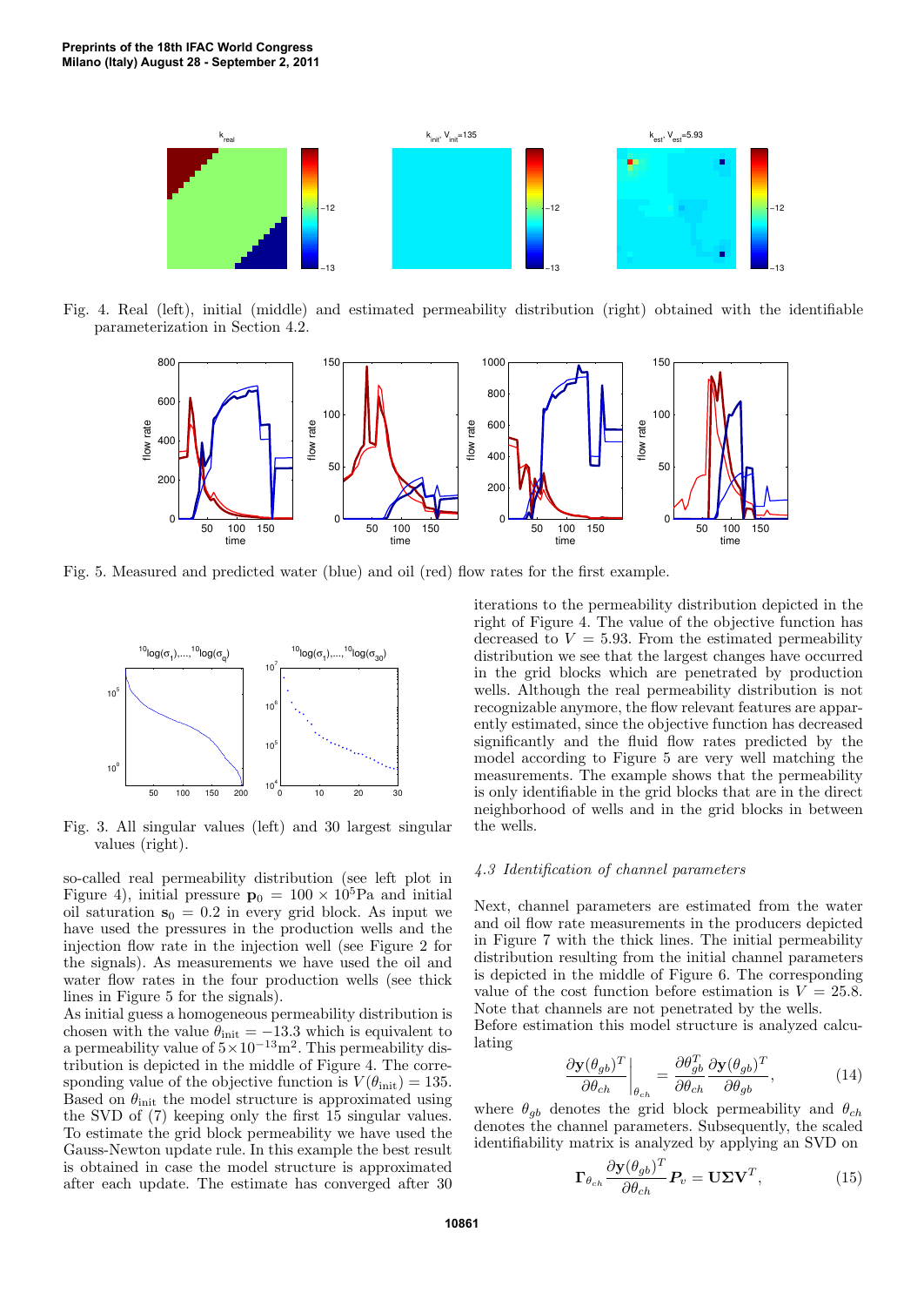Fig. 4. Real (left), initial (middle) and estimated permeability distribution (right) obtained with the identifiable parameterization in Section 4.2.

Fig. 5. Measured and predicted water (blue) and oil (red) flow rates for the first example.

Fig. 3. All singular values (left) and 30 largest singular values (right).

so-called real permeability distribution (see left plot in Figure 4), initial pressure $\mathbf{p}_0 = 100 \times 10^5$Pa and initial oil saturation $\mathbf{s}_0 = 0.2$ in every grid block. As input we have used the pressures in the production wells and the injection flow rate in the injection well (see Figure 2 for the signals). As measurements we have used the oil and water flow rates in the four production wells (see thick lines in Figure 5 for the signals).

As initial guess a homogeneous permeability distribution is chosen with the value $\theta_{\text{init}} = -13.3$ which is equivalent to a permeability value of $5 \times 10^{-13}\text{m}^2$. This permeability distribution is depicted in the middle of Figure 4. The corresponding value of the objective function is $V(\theta_{\text{init}}) = 135$. Based on $\theta_{\text{init}}$ the model structure is approximated using the SVD of (7) keeping only the first 15 singular values. To estimate the grid block permeability we have used the Gauss-Newton update rule. In this example the best result is obtained in case the model structure is approximated after each update. The estimate has converged after 30 iterations to the permeability distribution depicted in the right of Figure 4. The value of the objective function has decreased to $V = 5.93$. From the estimated permeability distribution we see that the largest changes have occurred in the grid blocks which are penetrated by production wells. Although the real permeability distribution is not recognizable anymore, the flow relevant features are apparently estimated, since the objective function has decreased significantly and the fluid flow rates predicted by the model according to Figure 5 are very well matching the measurements. The example shows that the permeability is only identifiable in the grid blocks that are in the direct neighborhood of wells and in the grid blocks in between the wells.

### *4.3 Identification of channel parameters*

Next, channel parameters are estimated from the water and oil flow rate measurements in the producers depicted in Figure 7 with the thick lines. The initial permeability distribution resulting from the initial channel parameters is depicted in the middle of Figure 6. The corresponding value of the cost function before estimation is $V = 25.8$. Note that channels are not penetrated by the wells.

Before estimation this model structure is analyzed calculating

$$\left.\frac{\partial \mathbf{y}(\theta_{gb})^T}{\partial \theta_{ch}}\right|_{\theta_{ch}} = \frac{\partial \theta_{gb}^T}{\partial \theta_{ch}} \frac{\partial \mathbf{y}(\theta_{gb})^T}{\partial \theta_{gb}}, \tag{14}$$

where $\theta_{gb}$ denotes the grid block permeability and $\theta_{ch}$ denotes the channel parameters. Subsequently, the scaled identifiability matrix is analyzed by applying an SVD on

$$\mathbf{\Gamma}_{\theta_{ch}} \frac{\partial \mathbf{y}(\theta_{gb})^T}{\partial \theta_{ch}} \boldsymbol{P}_v = \mathbf{U}\mathbf{\Sigma}\mathbf{V}^T, \tag{15}$$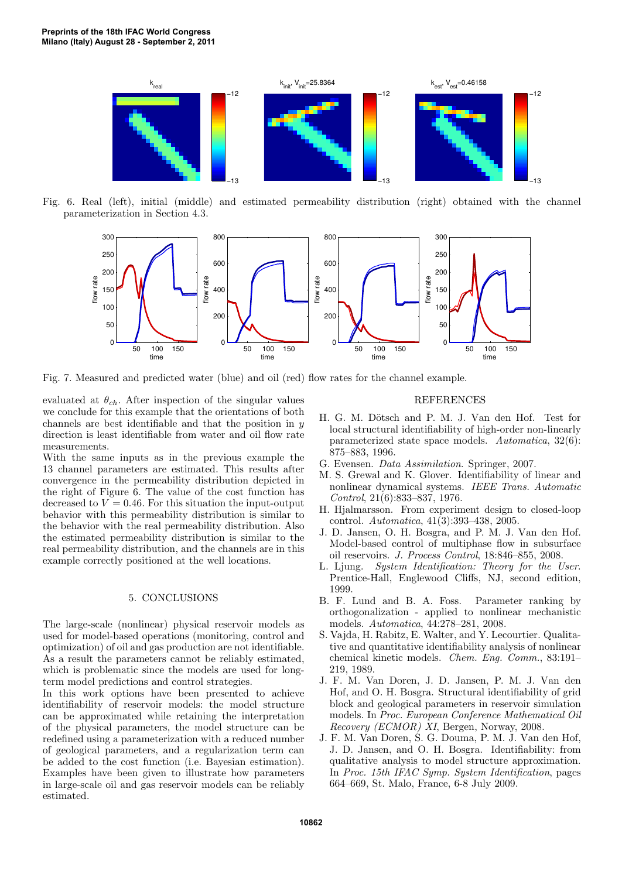$k_{real}$

$k_{init}$, $V_{init}$=25.8364

$k_{est}$, $V_{est}$=0.46158

−12

−13

−12

−13

−12

−13

Fig. 6. Real (left), initial (middle) and estimated permeability distribution (right) obtained with the channel parameterization in Section 4.3.

flow rate

300
250
200
150
100
50
0

50 100 150
time

flow rate

800
600
400
200
0

50 100 150
time

flow rate

800
600
400
200
0

50 100 150
time

flow rate

300
250
200
150
100
50
0

50 100 150
time

Fig. 7. Measured and predicted water (blue) and oil (red) flow rates for the channel example.

evaluated at $\theta_{ch}$. After inspection of the singular values we conclude for this example that the orientations of both channels are best identifiable and that the position in $y$ direction is least identifiable from water and oil flow rate measurements.

With the same inputs as in the previous example the 13 channel parameters are estimated. This results after convergence in the permeability distribution depicted in the right of Figure 6. The value of the cost function has decreased to $V = 0.46$. For this situation the input-output behavior with this permeability distribution is similar to the behavior with the real permeability distribution. Also the estimated permeability distribution is similar to the real permeability distribution, and the channels are in this example correctly positioned at the well locations.

## 5. CONCLUSIONS

The large-scale (nonlinear) physical reservoir models as used for model-based operations (monitoring, control and optimization) of oil and gas production are not identifiable. As a result the parameters cannot be reliably estimated, which is problematic since the models are used for long-term model predictions and control strategies.

In this work options have been presented to achieve identifiability of reservoir models: the model structure can be approximated while retaining the interpretation of the physical parameters, the model structure can be redefined using a parameterization with a reduced number of geological parameters, and a regularization term can be added to the cost function (i.e. Bayesian estimation). Examples have been given to illustrate how parameters in large-scale oil and gas reservoir models can be reliably estimated.

## REFERENCES

H. G. M. Dötsch and P. M. J. Van den Hof. Test for local structural identifiability of high-order non-linearly parameterized state space models. *Automatica*, 32(6): 875–883, 1996.

G. Evensen. *Data Assimilation*. Springer, 2007.

M. S. Grewal and K. Glover. Identifiability of linear and nonlinear dynamical systems. *IEEE Trans. Automatic Control*, 21(6):833–837, 1976.

H. Hjalmarsson. From experiment design to closed-loop control. *Automatica*, 41(3):393–438, 2005.

J. D. Jansen, O. H. Bosgra, and P. M. J. Van den Hof. Model-based control of multiphase flow in subsurface oil reservoirs. *J. Process Control*, 18:846–855, 2008.

L. Ljung. *System Identification: Theory for the User*. Prentice-Hall, Englewood Cliffs, NJ, second edition, 1999.

B. F. Lund and B. A. Foss. Parameter ranking by orthogonalization - applied to nonlinear mechanistic models. *Automatica*, 44:278–281, 2008.

S. Vajda, H. Rabitz, E. Walter, and Y. Lecourtier. Qualitative and quantitative identifiability analysis of nonlinear chemical kinetic models. *Chem. Eng. Comm.*, 83:191–219, 1989.

J. F. M. Van Doren, J. D. Jansen, P. M. J. Van den Hof, and O. H. Bosgra. Structural identifiability of grid block and geological parameters in reservoir simulation models. In *Proc. European Conference Mathematical Oil Recovery (ECMOR) XI*, Bergen, Norway, 2008.

J. F. M. Van Doren, S. G. Douma, P. M. J. Van den Hof, J. D. Jansen, and O. H. Bosgra. Identifiability: from qualitative analysis to model structure approximation. In *Proc. 15th IFAC Symp. System Identification*, pages 664–669, St. Malo, France, 6-8 July 2009.